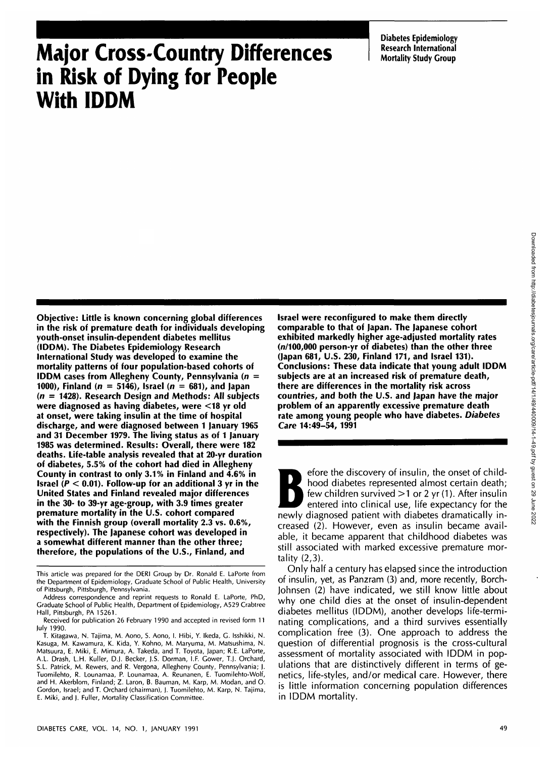# Major Cross-Country Differences in Risk of Dying for People With IDDM

**Diabetes Epidemiology Research International Mortality Study Group**

**Objective: Little is known concerning global differences in the risk of premature death for individuals developing youth-onset insulin-dependent diabetes mellitus (IDDM). The Diabetes Epidemiology Research International Study was developed to examine the mortality patterns of four population-based cohorts of IDDM cases from Allegheny County, Pennsylvania ($n$ = 1000), Finland ($n$ = 5146), Israel ($n$ = 681), and Japan ($n$ = 1428). Research Design and Methods: All subjects were diagnosed as having diabetes, were <18 yr old at onset, were taking insulin at the time of hospital discharge, and were diagnosed between 1 January 1965 and 31 December 1979. The living status as of 1 January 1985 was determined. Results: Overall, there were 182 deaths. Life-table analysis revealed that at 20-yr duration of diabetes, 5.5% of the cohort had died in Allegheny County in contrast to only 3.1% in Finland and 4.6% in Israel ($P < 0.01$). Follow-up for an additional 3 yr in the United States and Finland revealed major differences in the 30- to 39-yr age-group, with 3.9 times greater premature mortality in the U.S. cohort compared with the Finnish group (overall mortality 2.3 vs. 0.6%, respectively). The Japanese cohort was developed in a somewhat different manner than the other three; therefore, the populations of the U.S., Finland, and Israel were reconfigured to make them directly comparable to that of Japan. The Japanese cohort exhibited markedly higher age-adjusted mortality rates ($n$/100,000 person-yr of diabetes) than the other three (Japan 681, U.S. 230, Finland 171, and Israel 131). Conclusions: These data indicate that young adult IDDM subjects are at an increased risk of premature death, there are differences in the mortality risk across countries, and both the U.S. and Japan have the major problem of an apparently excessive premature death rate among young people who have diabetes.** ***Diabetes Care* 14:49–54, 1991**

---

This article was prepared for the DERI Group by Dr. Ronald E. LaPorte from the Department of Epidemiology, Graduate School of Public Health, University of Pittsburgh, Pittsburgh, Pennsylvania.

Address correspondence and reprint requests to Ronald E. LaPorte, PhD, Graduate School of Public Health, Department of Epidemiology, A529 Crabtree Hall, Pittsburgh, PA 15261.

Received for publication 26 February 1990 and accepted in revised form 11 July 1990.

T. Kitagawa, N. Tajima, M. Aono, S. Aono, I. Hibi, Y. Ikeda, G. Isshikki, N. Kasuga, M. Kawamura, K. Kida, Y. Kohno, M. Maryuma, M. Matsushima, N. Matsuura, E. Miki, E. Mimura, A. Takeda, and T. Toyota, Japan; R.E. LaPorte, A.L. Drash, L.H. Kuller, D.J. Becker, J.S. Dorman, I.F. Gower, T.J. Orchard, S.L. Patrick, M. Rewers, and R. Vergona, Allegheny County, Pennsylvania; J. Tuomilehto, R. Lounamaa, P. Lounamaa, A. Reunanen, E. Tuomilehto-Wolf, and H. Akerblom, Finland; Z. Laron, B. Bauman, M. Karp, M. Modan, and O. Gordon, Israel; and T. Orchard (chairman), J. Tuomilehto, M. Karp, N. Tajima, E. Miki, and J. Fuller, Mortality Classification Committee.

---

Before the discovery of insulin, the onset of childhood diabetes represented almost certain death; few children survived >1 or 2 yr (1). After insulin entered into clinical use, life expectancy for the newly diagnosed patient with diabetes dramatically increased (2). However, even as insulin became available, it became apparent that childhood diabetes was still associated with marked excessive premature mortality (2,3).

Only half a century has elapsed since the introduction of insulin, yet, as Panzram (3) and, more recently, Borch-Johnsen (2) have indicated, we still know little about why one child dies at the onset of insulin-dependent diabetes mellitus (IDDM), another develops life-terminating complications, and a third survives essentially complication free (3). One approach to address the question of differential prognosis is the cross-cultural assessment of mortality associated with IDDM in populations that are distinctively different in terms of genetics, life-styles, and/or medical care. However, there is little information concerning population differences in IDDM mortality.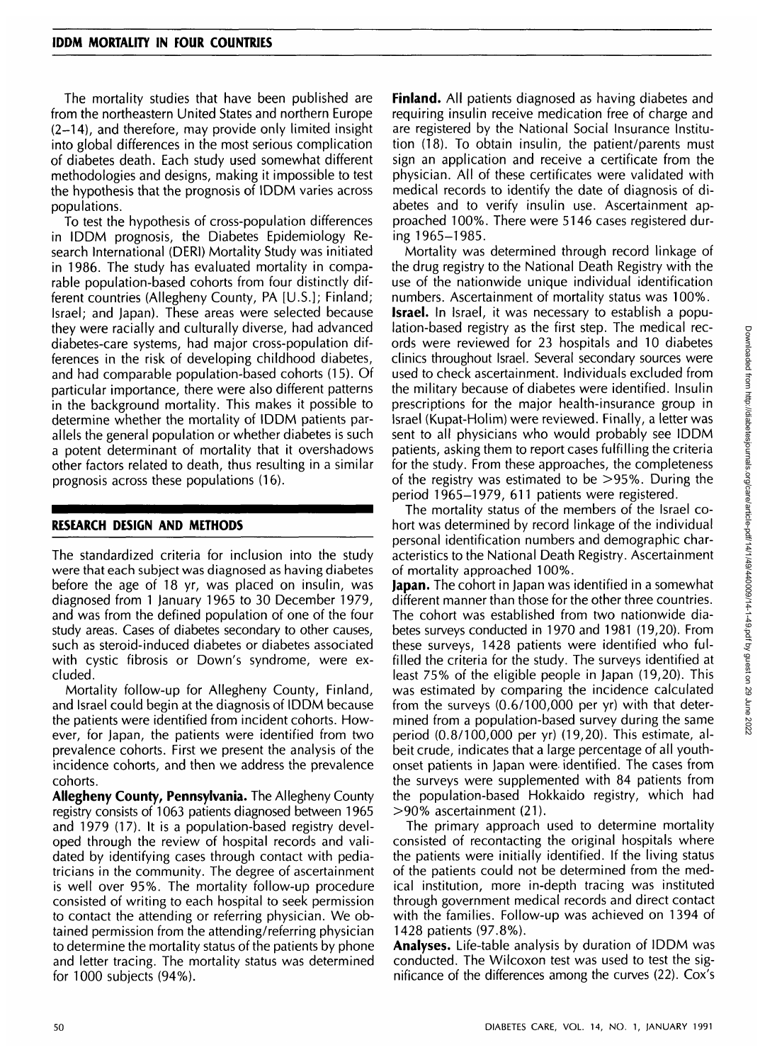The mortality studies that have been published are from the northeastern United States and northern Europe (2–14), and therefore, may provide only limited insight into global differences in the most serious complication of diabetes death. Each study used somewhat different methodologies and designs, making it impossible to test the hypothesis that the prognosis of IDDM varies across populations.

To test the hypothesis of cross-population differences in IDDM prognosis, the Diabetes Epidemiology Research International (DERI) Mortality Study was initiated in 1986. The study has evaluated mortality in comparable population-based cohorts from four distinctly different countries (Allegheny County, PA [U.S.]; Finland; Israel; and Japan). These areas were selected because they were racially and culturally diverse, had advanced diabetes-care systems, had major cross-population differences in the risk of developing childhood diabetes, and had comparable population-based cohorts (15). Of particular importance, there were also different patterns in the background mortality. This makes it possible to determine whether the mortality of IDDM patients parallels the general population or whether diabetes is such a potent determinant of mortality that it overshadows other factors related to death, thus resulting in a similar prognosis across these populations (16).

## RESEARCH DESIGN AND METHODS

The standardized criteria for inclusion into the study were that each subject was diagnosed as having diabetes before the age of 18 yr, was placed on insulin, was diagnosed from 1 January 1965 to 30 December 1979, and was from the defined population of one of the four study areas. Cases of diabetes secondary to other causes, such as steroid-induced diabetes or diabetes associated with cystic fibrosis or Down's syndrome, were excluded.

Mortality follow-up for Allegheny County, Finland, and Israel could begin at the diagnosis of IDDM because the patients were identified from incident cohorts. However, for Japan, the patients were identified from two prevalence cohorts. First we present the analysis of the incidence cohorts, and then we address the prevalence cohorts.

**Allegheny County, Pennsylvania.** The Allegheny County registry consists of 1063 patients diagnosed between 1965 and 1979 (17). It is a population-based registry developed through the review of hospital records and validated by identifying cases through contact with pediatricians in the community. The degree of ascertainment is well over 95%. The mortality follow-up procedure consisted of writing to each hospital to seek permission to contact the attending or referring physician. We obtained permission from the attending/referring physician to determine the mortality status of the patients by phone and letter tracing. The mortality status was determined for 1000 subjects (94%).

**Finland.** All patients diagnosed as having diabetes and requiring insulin receive medication free of charge and are registered by the National Social Insurance Institution (18). To obtain insulin, the patient/parents must sign an application and receive a certificate from the physician. All of these certificates were validated with medical records to identify the date of diagnosis of diabetes and to verify insulin use. Ascertainment approached 100%. There were 5146 cases registered during 1965–1985.

Mortality was determined through record linkage of the drug registry to the National Death Registry with the use of the nationwide unique individual identification numbers. Ascertainment of mortality status was 100%.

**Israel.** In Israel, it was necessary to establish a population-based registry as the first step. The medical records were reviewed for 23 hospitals and 10 diabetes clinics throughout Israel. Several secondary sources were used to check ascertainment. Individuals excluded from the military because of diabetes were identified. Insulin prescriptions for the major health-insurance group in Israel (Kupat-Holim) were reviewed. Finally, a letter was sent to all physicians who would probably see IDDM patients, asking them to report cases fulfilling the criteria for the study. From these approaches, the completeness of the registry was estimated to be >95%. During the period 1965–1979, 611 patients were registered.

The mortality status of the members of the Israel cohort was determined by record linkage of the individual personal identification numbers and demographic characteristics to the National Death Registry. Ascertainment of mortality approached 100%.

**Japan.** The cohort in Japan was identified in a somewhat different manner than those for the other three countries. The cohort was established from two nationwide diabetes surveys conducted in 1970 and 1981 (19,20). From these surveys, 1428 patients were identified who fulfilled the criteria for the study. The surveys identified at least 75% of the eligible people in Japan (19,20). This was estimated by comparing the incidence calculated from the surveys (0.6/100,000 per yr) with that determined from a population-based survey during the same period (0.8/100,000 per yr) (19,20). This estimate, albeit crude, indicates that a large percentage of all youth-onset patients in Japan were identified. The cases from the surveys were supplemented with 84 patients from the population-based Hokkaido registry, which had >90% ascertainment (21).

The primary approach used to determine mortality consisted of recontacting the original hospitals where the patients were initially identified. If the living status of the patients could not be determined from the medical institution, more in-depth tracing was instituted through government medical records and direct contact with the families. Follow-up was achieved on 1394 of 1428 patients (97.8%).

**Analyses.** Life-table analysis by duration of IDDM was conducted. The Wilcoxon test was used to test the significance of the differences among the curves (22). Cox's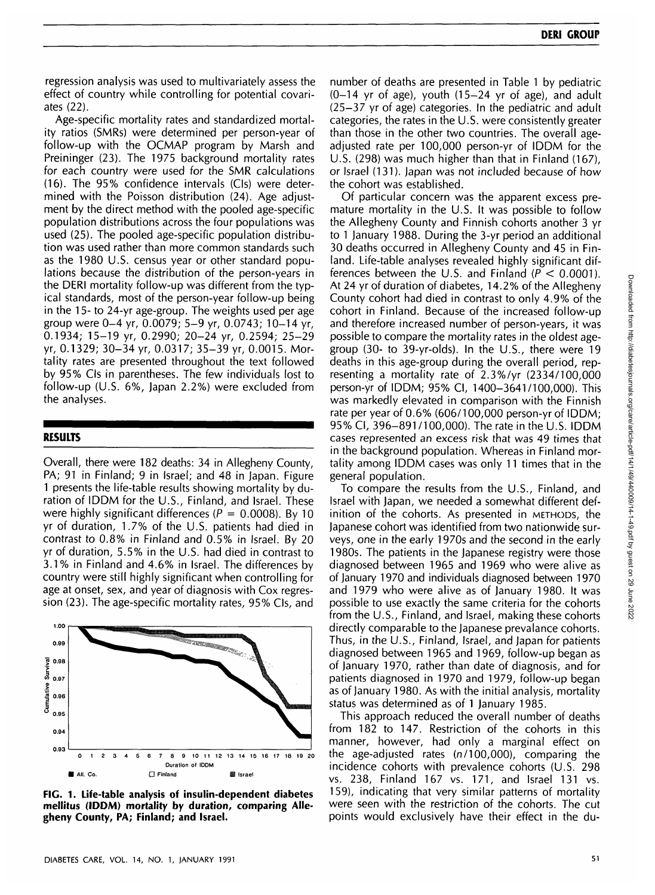regression analysis was used to multivariately assess the effect of country while controlling for potential covariates (22).

Age-specific mortality rates and standardized mortality ratios (SMRs) were determined per person-year of follow-up with the OCMAP program by Marsh and Preininger (23). The 1975 background mortality rates for each country were used for the SMR calculations (16). The 95% confidence intervals (CIs) were determined with the Poisson distribution (24). Age adjustment by the direct method with the pooled age-specific population distributions across the four populations was used (25). The pooled age-specific population distribution was used rather than more common standards such as the 1980 U.S. census year or other standard populations because the distribution of the person-years in the DERI mortality follow-up was different from the typical standards, most of the person-year follow-up being in the 15- to 24-yr age-group. The weights used per age group were 0–4 yr, 0.0079; 5–9 yr, 0.0743; 10–14 yr, 0.1934; 15–19 yr, 0.2990; 20–24 yr, 0.2594; 25–29 yr, 0.1329; 30–34 yr, 0.0317; 35–39 yr, 0.0015. Mortality rates are presented throughout the text followed by 95% CIs in parentheses. The few individuals lost to follow-up (U.S. 6%, Japan 2.2%) were excluded from the analyses.

## RESULTS

Overall, there were 182 deaths: 34 in Allegheny County, PA; 91 in Finland; 9 in Israel; and 48 in Japan. Figure 1 presents the life-table results showing mortality by duration of IDDM for the U.S., Finland, and Israel. These were highly significant differences ($P = 0.0008$). By 10 yr of duration, 1.7% of the U.S. patients had died in contrast to 0.8% in Finland and 0.5% in Israel. By 20 yr of duration, 5.5% in the U.S. had died in contrast to 3.1% in Finland and 4.6% in Israel. The differences by country were still highly significant when controlling for age at onset, sex, and year of diagnosis with Cox regression (23). The age-specific mortality rates, 95% CIs, and number of deaths are presented in Table 1 by pediatric (0–14 yr of age), youth (15–24 yr of age), and adult (25–37 yr of age) categories. In the pediatric and adult categories, the rates in the U.S. were consistently greater than those in the other two countries. The overall age-adjusted rate per 100,000 person-yr of IDDM for the U.S. (298) was much higher than that in Finland (167), or Israel (131). Japan was not included because of how the cohort was established.

**FIG. 1. Life-table analysis of insulin-dependent diabetes mellitus (IDDM) mortality by duration, comparing Allegheny County, PA; Finland; and Israel.**

Of particular concern was the apparent excess premature mortality in the U.S. It was possible to follow the Allegheny County and Finnish cohorts another 3 yr to 1 January 1988. During the 3-yr period an additional 30 deaths occurred in Allegheny County and 45 in Finland. Life-table analyses revealed highly significant differences between the U.S. and Finland ($P < 0.0001$). At 24 yr of duration of diabetes, 14.2% of the Allegheny County cohort had died in contrast to only 4.9% of the cohort in Finland. Because of the increased follow-up and therefore increased number of person-years, it was possible to compare the mortality rates in the oldest age-group (30- to 39-yr-olds). In the U.S., there were 19 deaths in this age-group during the overall period, representing a mortality rate of 2.3%/yr (2334/100,000 person-yr of IDDM; 95% CI, 1400–3641/100,000). This was markedly elevated in comparison with the Finnish rate per year of 0.6% (606/100,000 person-yr of IDDM; 95% CI, 396–891/100,000). The rate in the U.S. IDDM cases represented an excess risk that was 49 times that in the background population. Whereas in Finland mortality among IDDM cases was only 11 times that in the general population.

To compare the results from the U.S., Finland, and Israel with Japan, we needed a somewhat different definition of the cohorts. As presented in METHODS, the Japanese cohort was identified from two nationwide surveys, one in the early 1970s and the second in the early 1980s. The patients in the Japanese registry were those diagnosed between 1965 and 1969 who were alive as of January 1970 and individuals diagnosed between 1970 and 1979 who were alive as of January 1980. It was possible to use exactly the same criteria for the cohorts from the U.S., Finland, and Israel, making these cohorts directly comparable to the Japanese prevalance cohorts. Thus, in the U.S., Finland, Israel, and Japan for patients diagnosed between 1965 and 1969, follow-up began as of January 1970, rather than date of diagnosis, and for patients diagnosed in 1970 and 1979, follow-up began as of January 1980. As with the initial analysis, mortality status was determined as of 1 January 1985.

This approach reduced the overall number of deaths from 182 to 147. Restriction of the cohorts in this manner, however, had only a marginal effect on the age-adjusted rates ($n$/100,000), comparing the incidence cohorts with prevalence cohorts (U.S. 298 vs. 238, Finland 167 vs. 171, and Israel 131 vs. 159), indicating that very similar patterns of mortality were seen with the restriction of the cohorts. The cut points would exclusively have their effect in the du-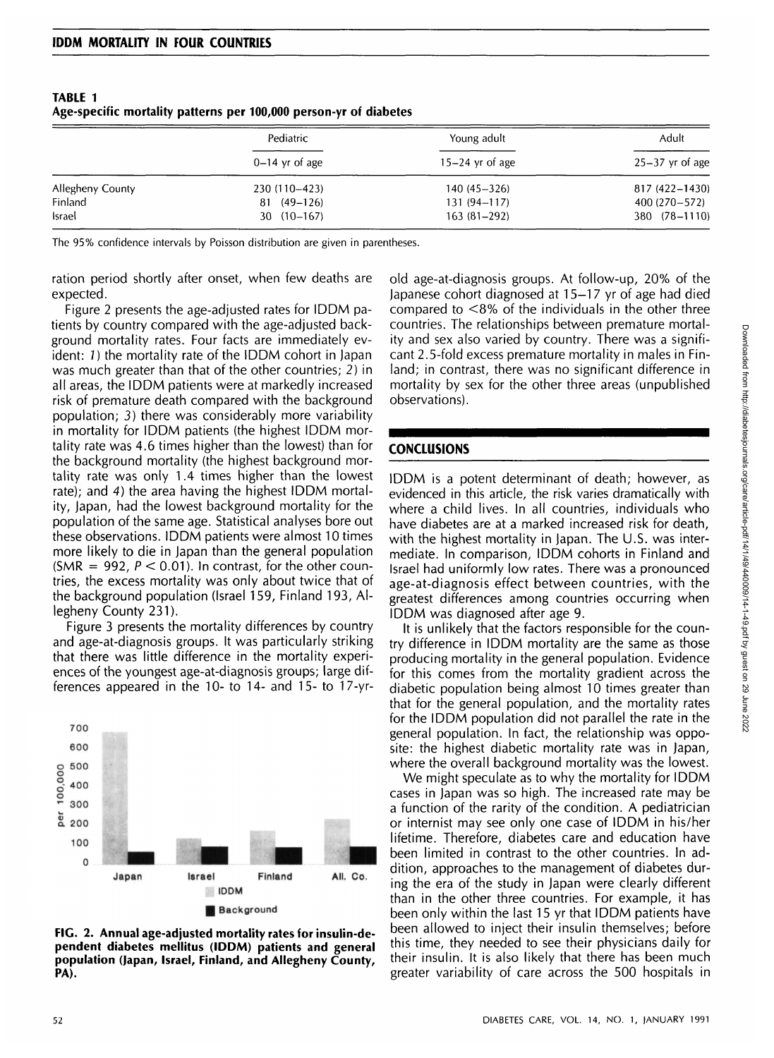**TABLE 1**
**Age-specific mortality patterns per 100,000 person-yr of diabetes**

| | Pediatric | Young adult | Adult |
|---|---|---|---|
| | 0–14 yr of age | 15–24 yr of age | 25–37 yr of age |
| Allegheny County | 230 (110–423) | 140 (45–326) | 817 (422–1430) |
| Finland | 81 (49–126) | 131 (94–117) | 400 (270–572) |
| Israel | 30 (10–167) | 163 (81–292) | 380 (78–1110) |

The 95% confidence intervals by Poisson distribution are given in parentheses.

ration period shortly after onset, when few deaths are expected.

Figure 2 presents the age-adjusted rates for IDDM patients by country compared with the age-adjusted background mortality rates. Four facts are immediately evident: *1*) the mortality rate of the IDDM cohort in Japan was much greater than that of the other countries; *2*) in all areas, the IDDM patients were at markedly increased risk of premature death compared with the background population; *3*) there was considerably more variability in mortality for IDDM patients (the highest IDDM mortality rate was 4.6 times higher than the lowest) than for the background mortality (the highest background mortality rate was only 1.4 times higher than the lowest rate); and *4*) the area having the highest IDDM mortality, Japan, had the lowest background mortality for the population of the same age. Statistical analyses bore out these observations. IDDM patients were almost 10 times more likely to die in Japan than the general population (SMR = 992, $P < 0.01$). In contrast, for the other countries, the excess mortality was only about twice that of the background population (Israel 159, Finland 193, Allegheny County 231).

Figure 3 presents the mortality differences by country and age-at-diagnosis groups. It was particularly striking that there was little difference in the mortality experiences of the youngest age-at-diagnosis groups; large differences appeared in the 10- to 14- and 15- to 17-yr-old age-at-diagnosis groups. At follow-up, 20% of the Japanese cohort diagnosed at 15–17 yr of age had died compared to <8% of the individuals in the other three countries. The relationships between premature mortality and sex also varied by country. There was a significant 2.5-fold excess premature mortality in males in Finland; in contrast, there was no significant difference in mortality by sex for the other three areas (unpublished observations).

**FIG. 2. Annual age-adjusted mortality rates for insulin-dependent diabetes mellitus (IDDM) patients and general population (Japan, Israel, Finland, and Allegheny County, PA).**

## CONCLUSIONS

IDDM is a potent determinant of death; however, as evidenced in this article, the risk varies dramatically with where a child lives. In all countries, individuals who have diabetes are at a marked increased risk for death, with the highest mortality in Japan. The U.S. was intermediate. In comparison, IDDM cohorts in Finland and Israel had uniformly low rates. There was a pronounced age-at-diagnosis effect between countries, with the greatest differences among countries occurring when IDDM was diagnosed after age 9.

It is unlikely that the factors responsible for the country difference in IDDM mortality are the same as those producing mortality in the general population. Evidence for this comes from the mortality gradient across the diabetic population being almost 10 times greater than that for the general population, and the mortality rates for the IDDM population did not parallel the rate in the general population. In fact, the relationship was opposite: the highest diabetic mortality rate was in Japan, where the overall background mortality was the lowest.

We might speculate as to why the mortality for IDDM cases in Japan was so high. The increased rate may be a function of the rarity of the condition. A pediatrician or internist may see only one case of IDDM in his/her lifetime. Therefore, diabetes care and education have been limited in contrast to the other countries. In addition, approaches to the management of diabetes during the era of the study in Japan were clearly different than in the other three countries. For example, it has been only within the last 15 yr that IDDM patients have been allowed to inject their insulin themselves; before this time, they needed to see their physicians daily for their insulin. It is also likely that there has been much greater variability of care across the 500 hospitals in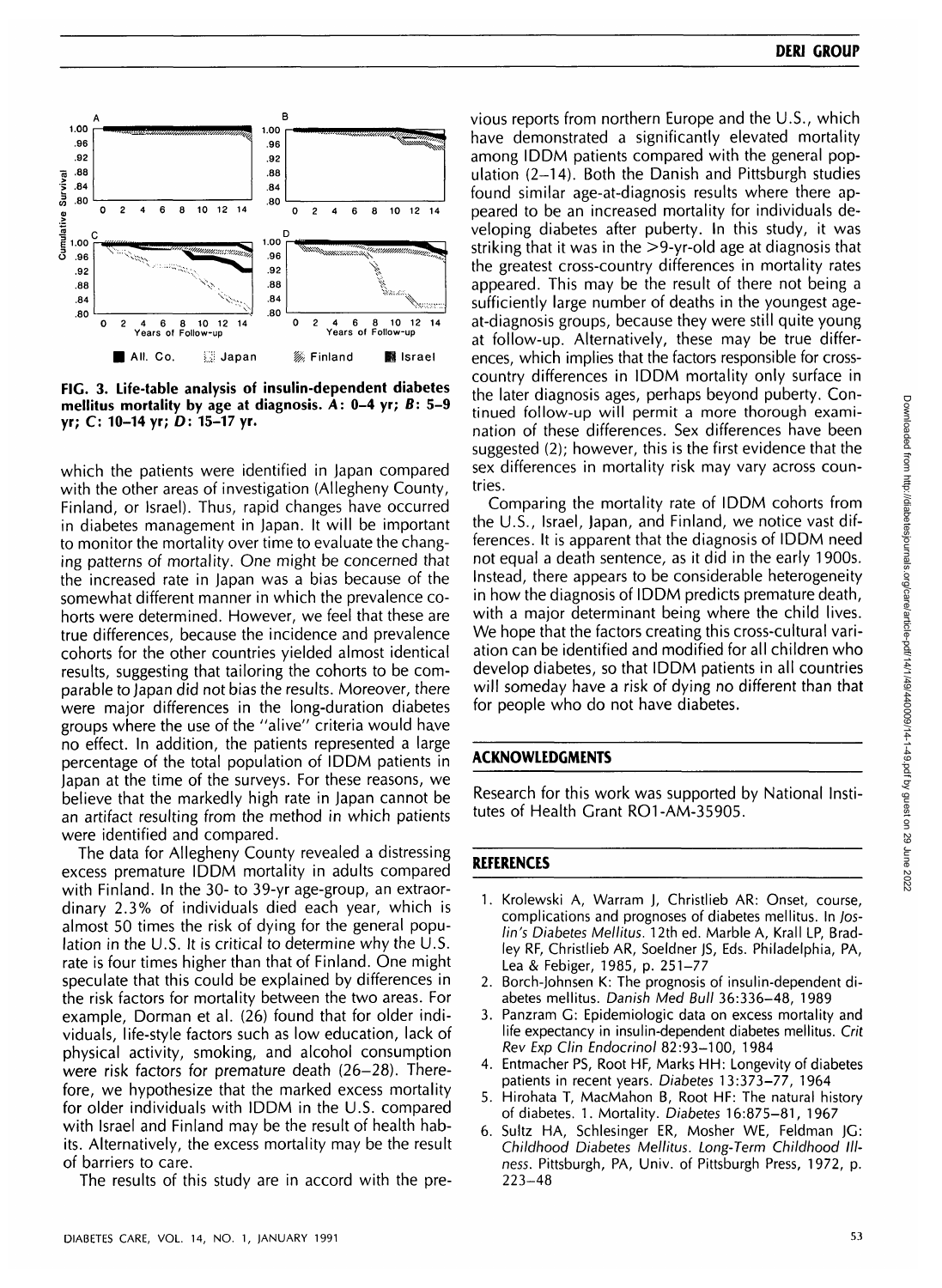FIG. 3. Life-table analysis of insulin-dependent diabetes mellitus mortality by age at diagnosis. *A*: 0–4 yr; *B*: 5–9 yr; *C*: 10–14 yr; *D*: 15–17 yr.

which the patients were identified in Japan compared with the other areas of investigation (Allegheny County, Finland, or Israel). Thus, rapid changes have occurred in diabetes management in Japan. It will be important to monitor the mortality over time to evaluate the changing patterns of mortality. One might be concerned that the increased rate in Japan was a bias because of the somewhat different manner in which the prevalence cohorts were determined. However, we feel that these are true differences, because the incidence and prevalence cohorts for the other countries yielded almost identical results, suggesting that tailoring the cohorts to be comparable to Japan did not bias the results. Moreover, there were major differences in the long-duration diabetes groups where the use of the "alive" criteria would have no effect. In addition, the patients represented a large percentage of the total population of IDDM patients in Japan at the time of the surveys. For these reasons, we believe that the markedly high rate in Japan cannot be an artifact resulting from the method in which patients were identified and compared.

The data for Allegheny County revealed a distressing excess premature IDDM mortality in adults compared with Finland. In the 30- to 39-yr age-group, an extraordinary 2.3% of individuals died each year, which is almost 50 times the risk of dying for the general population in the U.S. It is critical to determine why the U.S. rate is four times higher than that of Finland. One might speculate that this could be explained by differences in the risk factors for mortality between the two areas. For example, Dorman et al. (26) found that for older individuals, life-style factors such as low education, lack of physical activity, smoking, and alcohol consumption were risk factors for premature death (26–28). Therefore, we hypothesize that the marked excess mortality for older individuals with IDDM in the U.S. compared with Israel and Finland may be the result of health habits. Alternatively, the excess mortality may be the result of barriers to care.

The results of this study are in accord with the previous reports from northern Europe and the U.S., which have demonstrated a significantly elevated mortality among IDDM patients compared with the general population (2–14). Both the Danish and Pittsburgh studies found similar age-at-diagnosis results where there appeared to be an increased mortality for individuals developing diabetes after puberty. In this study, it was striking that it was in the >9-yr-old age at diagnosis that the greatest cross-country differences in mortality rates appeared. This may be the result of there not being a sufficiently large number of deaths in the youngest age-at-diagnosis groups, because they were still quite young at follow-up. Alternatively, these may be true differences, which implies that the factors responsible for cross-country differences in IDDM mortality only surface in the later diagnosis ages, perhaps beyond puberty. Continued follow-up will permit a more thorough examination of these differences. Sex differences have been suggested (2); however, this is the first evidence that the sex differences in mortality risk may vary across countries.

Comparing the mortality rate of IDDM cohorts from the U.S., Israel, Japan, and Finland, we notice vast differences. It is apparent that the diagnosis of IDDM need not equal a death sentence, as it did in the early 1900s. Instead, there appears to be considerable heterogeneity in how the diagnosis of IDDM predicts premature death, with a major determinant being where the child lives. We hope that the factors creating this cross-cultural variation can be identified and modified for all children who develop diabetes, so that IDDM patients in all countries will someday have a risk of dying no different than that for people who do not have diabetes.

## ACKNOWLEDGMENTS

Research for this work was supported by National Institutes of Health Grant RO1-AM-35905.

## REFERENCES

1. Krolewski A, Warram J, Christlieb AR: Onset, course, complications and prognoses of diabetes mellitus. In *Joslin's Diabetes Mellitus*. 12th ed. Marble A, Krall LP, Bradley RF, Christlieb AR, Soeldner JS, Eds. Philadelphia, PA, Lea & Febiger, 1985, p. 251–77
2. Borch-Johnsen K: The prognosis of insulin-dependent diabetes mellitus. *Danish Med Bull* 36:336–48, 1989
3. Panzram G: Epidemiologic data on excess mortality and life expectancy in insulin-dependent diabetes mellitus. *Crit Rev Exp Clin Endocrinol* 82:93–100, 1984
4. Entmacher PS, Root HF, Marks HH: Longevity of diabetes patients in recent years. *Diabetes* 13:373–77, 1964
5. Hirohata T, MacMahon B, Root HF: The natural history of diabetes. 1. Mortality. *Diabetes* 16:875–81, 1967
6. Sultz HA, Schlesinger ER, Mosher WE, Feldman JG: *Childhood Diabetes Mellitus. Long-Term Childhood Illness*. Pittsburgh, PA, Univ. of Pittsburgh Press, 1972, p. 223–48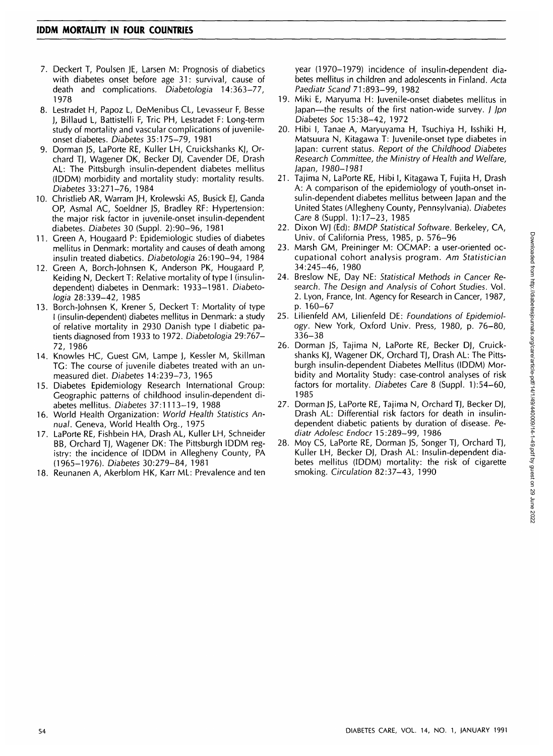7. Deckert T, Poulsen JE, Larsen M: Prognosis of diabetics with diabetes onset before age 31: survival, cause of death and complications. *Diabetologia* 14:363–77, 1978
8. Lestradet H, Papoz L, DeMenibus CL, Levasseur F, Besse J, Billaud L, Battistelli F, Tric PH, Lestradet F: Long-term study of mortality and vascular complications of juvenile-onset diabetes. *Diabetes* 35:175–79, 1981
9. Dorman JS, LaPorte RE, Kuller LH, Cruickshanks KJ, Orchard TJ, Wagener DK, Becker DJ, Cavender DE, Drash AL: The Pittsburgh insulin-dependent diabetes mellitus (IDDM) morbidity and mortality study: mortality results. *Diabetes* 33:271–76, 1984
10. Christlieb AR, Warram JH, Krolewski AS, Busick EJ, Ganda OP, Asmal AC, Soeldner JS, Bradley RF: Hypertension: the major risk factor in juvenile-onset insulin-dependent diabetes. *Diabetes* 30 (Suppl. 2):90–96, 1981
11. Green A, Hougaard P: Epidemiologic studies of diabetes mellitus in Denmark: mortality and causes of death among insulin treated diabetics. *Diabetologia* 26:190–94, 1984
12. Green A, Borch-Johnsen K, Anderson PK, Hougaard P, Keiding N, Deckert T: Relative mortality of type I (insulin-dependent) diabetes in Denmark: 1933–1981. *Diabetologia* 28:339–42, 1985
13. Borch-Johnsen K, Krener S, Deckert T: Mortality of type I (insulin-dependent) diabetes mellitus in Denmark: a study of relative mortality in 2930 Danish type I diabetic patients diagnosed from 1933 to 1972. *Diabetologia* 29:767–72, 1986
14. Knowles HC, Guest GM, Lampe J, Kessler M, Skillman TG: The course of juvenile diabetes treated with an unmeasured diet. *Diabetes* 14:239–73, 1965
15. Diabetes Epidemiology Research International Group: Geographic patterns of childhood insulin-dependent diabetes mellitus. *Diabetes* 37:1113–19, 1988
16. World Health Organization: *World Health Statistics Annual*. Geneva, World Health Org., 1975
17. LaPorte RE, Fishbein HA, Drash AL, Kuller LH, Schneider BB, Orchard TJ, Wagener DK: The Pittsburgh IDDM registry: the incidence of IDDM in Allegheny County, PA (1965–1976). *Diabetes* 30:279–84, 1981
18. Reunanen A, Akerblom HK, Karr ML: Prevalence and ten year (1970–1979) incidence of insulin-dependent diabetes mellitus in children and adolescents in Finland. *Acta Paediatr Scand* 71:893–99, 1982
19. Miki E, Maryuma H: Juvenile-onset diabetes mellitus in Japan—the results of the first nation-wide survey. *J Jpn Diabetes Soc* 15:38–42, 1972
20. Hibi I, Tanae A, Maryuyama H, Tsuchiya H, Isshiki H, Matsuura N, Kitagawa T: Juvenile-onset type diabetes in Japan: current status. *Report of the Childhood Diabetes Research Committee, the Ministry of Health and Welfare, Japan, 1980–1981*
21. Tajima N, LaPorte RE, Hibi I, Kitagawa T, Fujita H, Drash A: A comparison of the epidemiology of youth-onset insulin-dependent diabetes mellitus between Japan and the United States (Allegheny County, Pennsylvania). *Diabetes Care* 8 (Suppl. 1):17–23, 1985
22. Dixon WJ (Ed): *BMDP Statistical Software*. Berkeley, CA, Univ. of California Press, 1985, p. 576–96
23. Marsh GM, Preininger M: OCMAP: a user-oriented occupational cohort analysis program. *Am Statistician* 34:245–46, 1980
24. Breslow NE, Day NE: *Statistical Methods in Cancer Research. The Design and Analysis of Cohort Studies*. Vol. 2. Lyon, France, Int. Agency for Research in Cancer, 1987, p. 160–67
25. Lilienfeld AM, Lilienfeld DE: *Foundations of Epidemiology*. New York, Oxford Univ. Press, 1980, p. 76–80, 336–38
26. Dorman JS, Tajima N, LaPorte RE, Becker DJ, Cruickshanks KJ, Wagener DK, Orchard TJ, Drash AL: The Pittsburgh insulin-dependent Diabetes Mellitus (IDDM) Morbidity and Mortality Study: case-control analyses of risk factors for mortality. *Diabetes Care* 8 (Suppl. 1):54–60, 1985
27. Dorman JS, LaPorte RE, Tajima N, Orchard TJ, Becker DJ, Drash AL: Differential risk factors for death in insulin-dependent diabetic patients by duration of disease. *Pediatr Adolesc Endocr* 15:289–99, 1986
28. Moy CS, LaPorte RE, Dorman JS, Songer TJ, Orchard TJ, Kuller LH, Becker DJ, Drash AL: Insulin-dependent diabetes mellitus (IDDM) mortality: the risk of cigarette smoking. *Circulation* 82:37–43, 1990